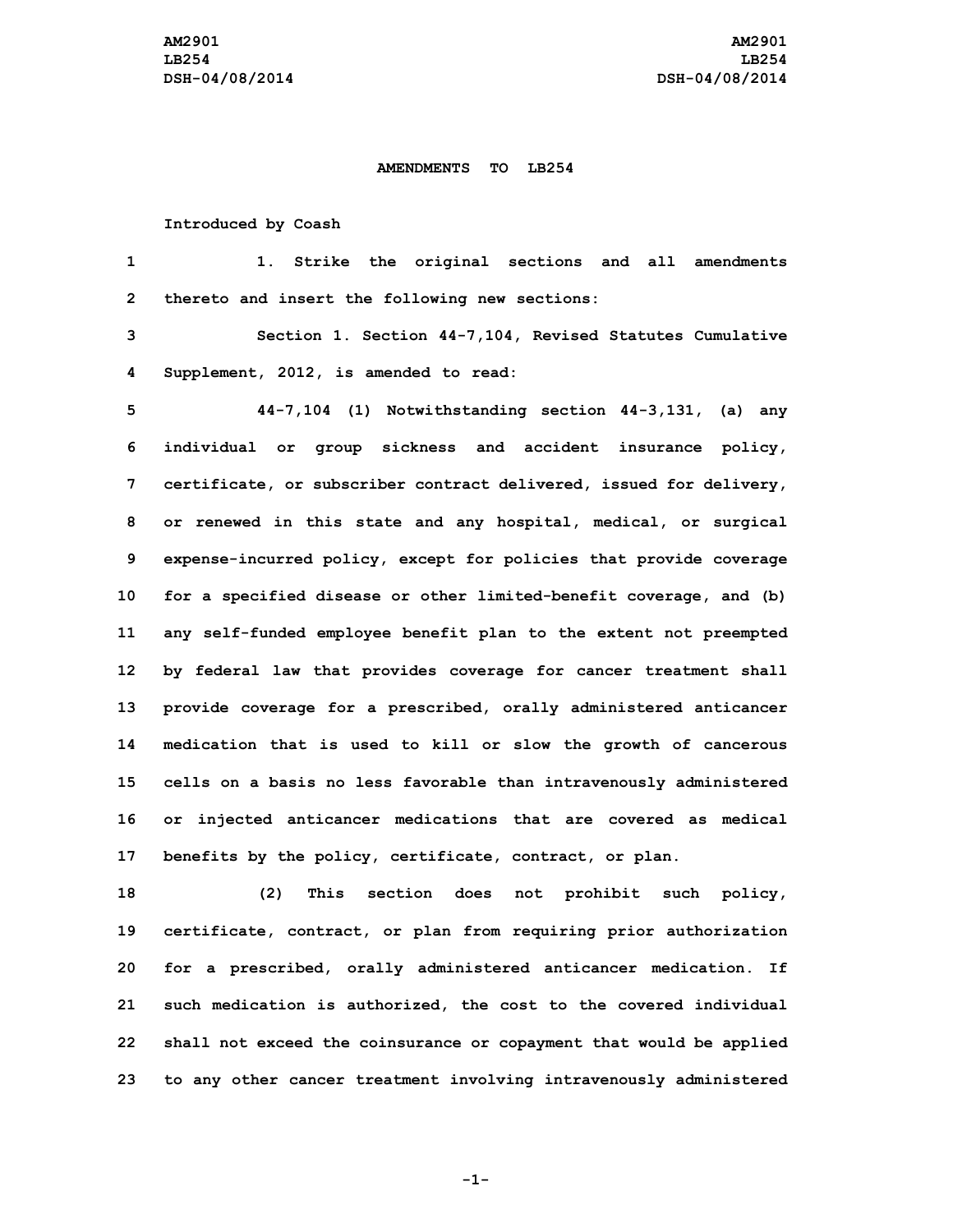**AMENDMENTS TO LB254**

Introduced by Coash

1. Strike the original sections and all amendments thereto and insert the following new sections:

Section 1. Section 44-7,104, Revised Statutes Cumulative Supplement, 2012, is amended to read:

44-7,104 (1) Notwithstanding section 44-3,131, (a) any individual or group sickness and accident insurance policy, certificate, or subscriber contract delivered, issued for delivery, or renewed in this state and any hospital, medical, or surgical expense-incurred policy, except for policies that provide coverage for a specified disease or other limited-benefit coverage, and (b) any self-funded employee benefit plan to the extent not preempted by federal law that provides coverage for cancer treatment shall provide coverage for a prescribed, orally administered anticancer medication that is used to kill or slow the growth of cancerous cells on a basis no less favorable than intravenously administered or injected anticancer medications that are covered as medical benefits by the policy, certificate, contract, or plan.

(2) This section does not prohibit such policy, certificate, contract, or plan from requiring prior authorization for a prescribed, orally administered anticancer medication. If such medication is authorized, the cost to the covered individual shall not exceed the coinsurance or copayment that would be applied to any other cancer treatment involving intravenously administered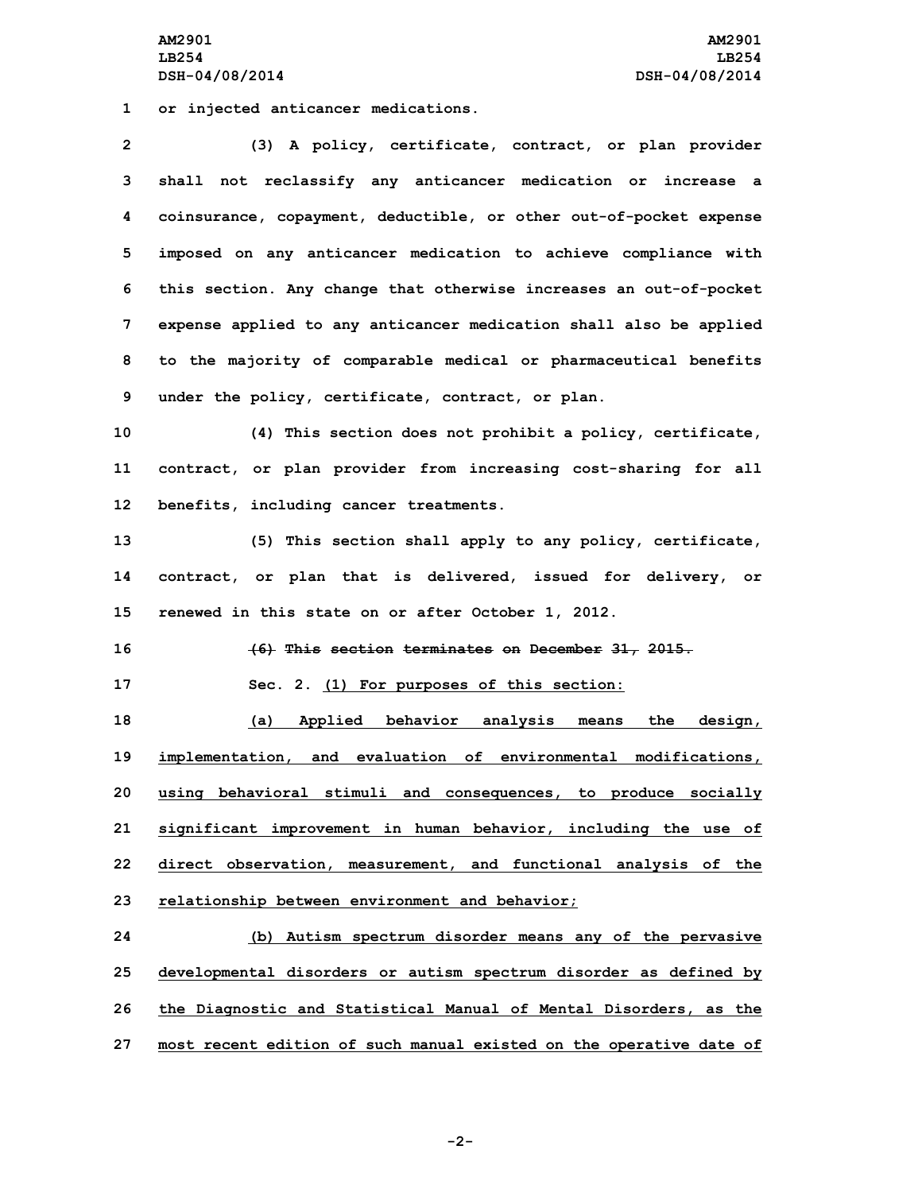or injected anticancer medications.

(3) A policy, certificate, contract, or plan provider shall not reclassify any anticancer medication or increase a coinsurance, copayment, deductible, or other out-of-pocket expense imposed on any anticancer medication to achieve compliance with this section. Any change that otherwise increases an out-of-pocket expense applied to any anticancer medication shall also be applied to the majority of comparable medical or pharmaceutical benefits under the policy, certificate, contract, or plan.

(4) This section does not prohibit a policy, certificate, contract, or plan provider from increasing cost-sharing for all benefits, including cancer treatments.

(5) This section shall apply to any policy, certificate, contract, or plan that is delivered, issued for delivery, or renewed in this state on or after October 1, 2012.

~~(6) This section terminates on December 31, 2015.~~

Sec. 2. <u>(1) For purposes of this section:</u>

<u>(a) Applied behavior analysis means the design, implementation, and evaluation of environmental modifications, using behavioral stimuli and consequences, to produce socially significant improvement in human behavior, including the use of direct observation, measurement, and functional analysis of the relationship between environment and behavior;</u>

<u>(b) Autism spectrum disorder means any of the pervasive developmental disorders or autism spectrum disorder as defined by the Diagnostic and Statistical Manual of Mental Disorders, as the most recent edition of such manual existed on the operative date of</u>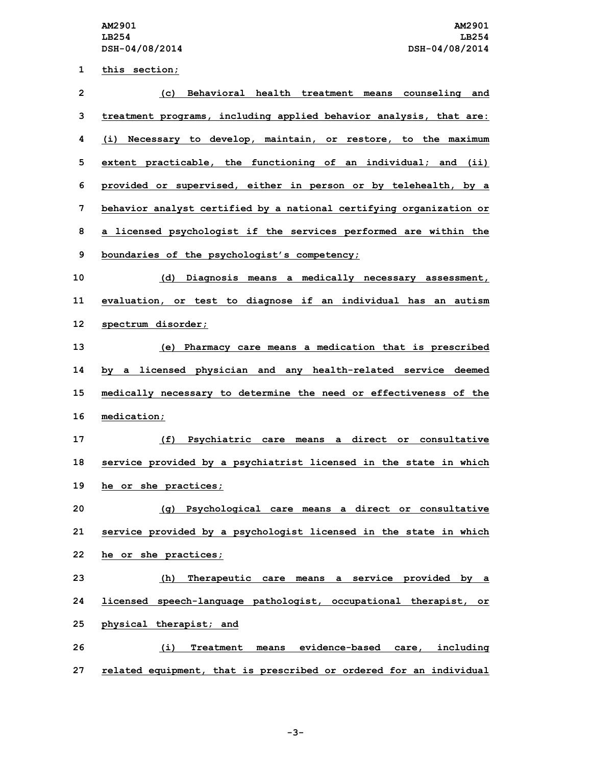this section;

(c) Behavioral health treatment means counseling and treatment programs, including applied behavior analysis, that are: (i) Necessary to develop, maintain, or restore, to the maximum extent practicable, the functioning of an individual; and (ii) provided or supervised, either in person or by telehealth, by a behavior analyst certified by a national certifying organization or a licensed psychologist if the services performed are within the boundaries of the psychologist's competency;

(d) Diagnosis means a medically necessary assessment, evaluation, or test to diagnose if an individual has an autism spectrum disorder;

(e) Pharmacy care means a medication that is prescribed by a licensed physician and any health-related service deemed medically necessary to determine the need or effectiveness of the medication;

(f) Psychiatric care means a direct or consultative service provided by a psychiatrist licensed in the state in which he or she practices;

(g) Psychological care means a direct or consultative service provided by a psychologist licensed in the state in which he or she practices;

(h) Therapeutic care means a service provided by a licensed speech-language pathologist, occupational therapist, or physical therapist; and

(i) Treatment means evidence-based care, including related equipment, that is prescribed or ordered for an individual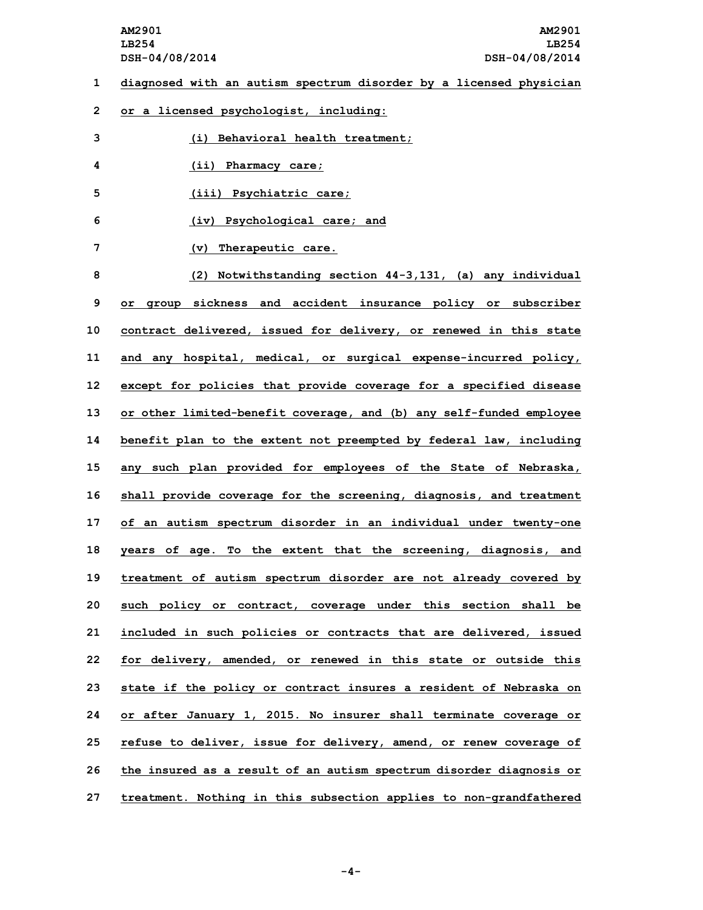diagnosed with an autism spectrum disorder by a licensed physician or a licensed psychologist, including:

(i) Behavioral health treatment;

(ii) Pharmacy care;

(iii) Psychiatric care;

(iv) Psychological care; and

(v) Therapeutic care.

(2) Notwithstanding section 44-3,131, (a) any individual or group sickness and accident insurance policy or subscriber contract delivered, issued for delivery, or renewed in this state and any hospital, medical, or surgical expense-incurred policy, except for policies that provide coverage for a specified disease or other limited-benefit coverage, and (b) any self-funded employee benefit plan to the extent not preempted by federal law, including any such plan provided for employees of the State of Nebraska, shall provide coverage for the screening, diagnosis, and treatment of an autism spectrum disorder in an individual under twenty-one years of age. To the extent that the screening, diagnosis, and treatment of autism spectrum disorder are not already covered by such policy or contract, coverage under this section shall be included in such policies or contracts that are delivered, issued for delivery, amended, or renewed in this state or outside this state if the policy or contract insures a resident of Nebraska on or after January 1, 2015. No insurer shall terminate coverage or refuse to deliver, issue for delivery, amend, or renew coverage of the insured as a result of an autism spectrum disorder diagnosis or treatment. Nothing in this subsection applies to non-grandfathered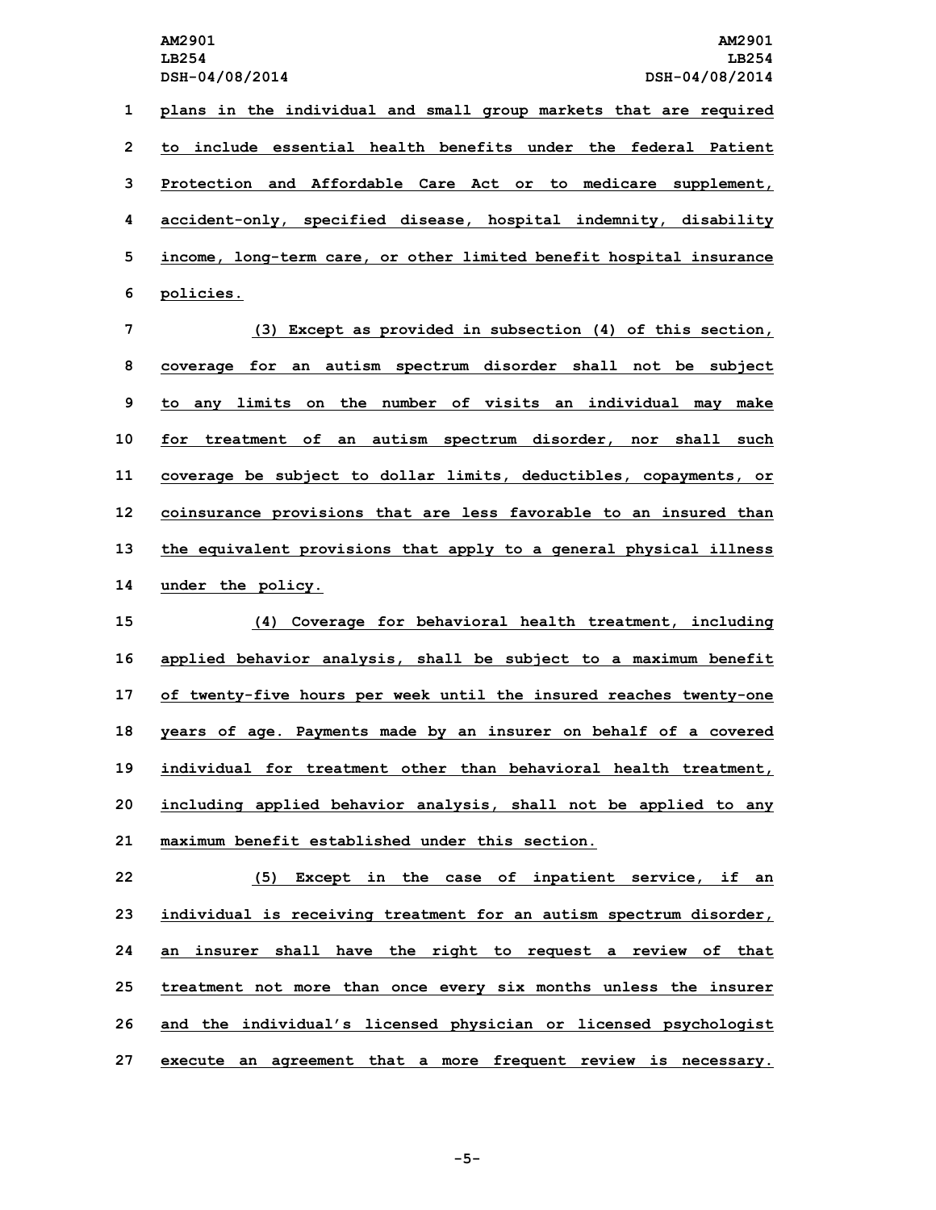plans in the individual and small group markets that are required to include essential health benefits under the federal Patient Protection and Affordable Care Act or to medicare supplement, accident-only, specified disease, hospital indemnity, disability income, long-term care, or other limited benefit hospital insurance policies.

(3) Except as provided in subsection (4) of this section, coverage for an autism spectrum disorder shall not be subject to any limits on the number of visits an individual may make for treatment of an autism spectrum disorder, nor shall such coverage be subject to dollar limits, deductibles, copayments, or coinsurance provisions that are less favorable to an insured than the equivalent provisions that apply to a general physical illness under the policy.

(4) Coverage for behavioral health treatment, including applied behavior analysis, shall be subject to a maximum benefit of twenty-five hours per week until the insured reaches twenty-one years of age. Payments made by an insurer on behalf of a covered individual for treatment other than behavioral health treatment, including applied behavior analysis, shall not be applied to any maximum benefit established under this section.

(5) Except in the case of inpatient service, if an individual is receiving treatment for an autism spectrum disorder, an insurer shall have the right to request a review of that treatment not more than once every six months unless the insurer and the individual's licensed physician or licensed psychologist execute an agreement that a more frequent review is necessary.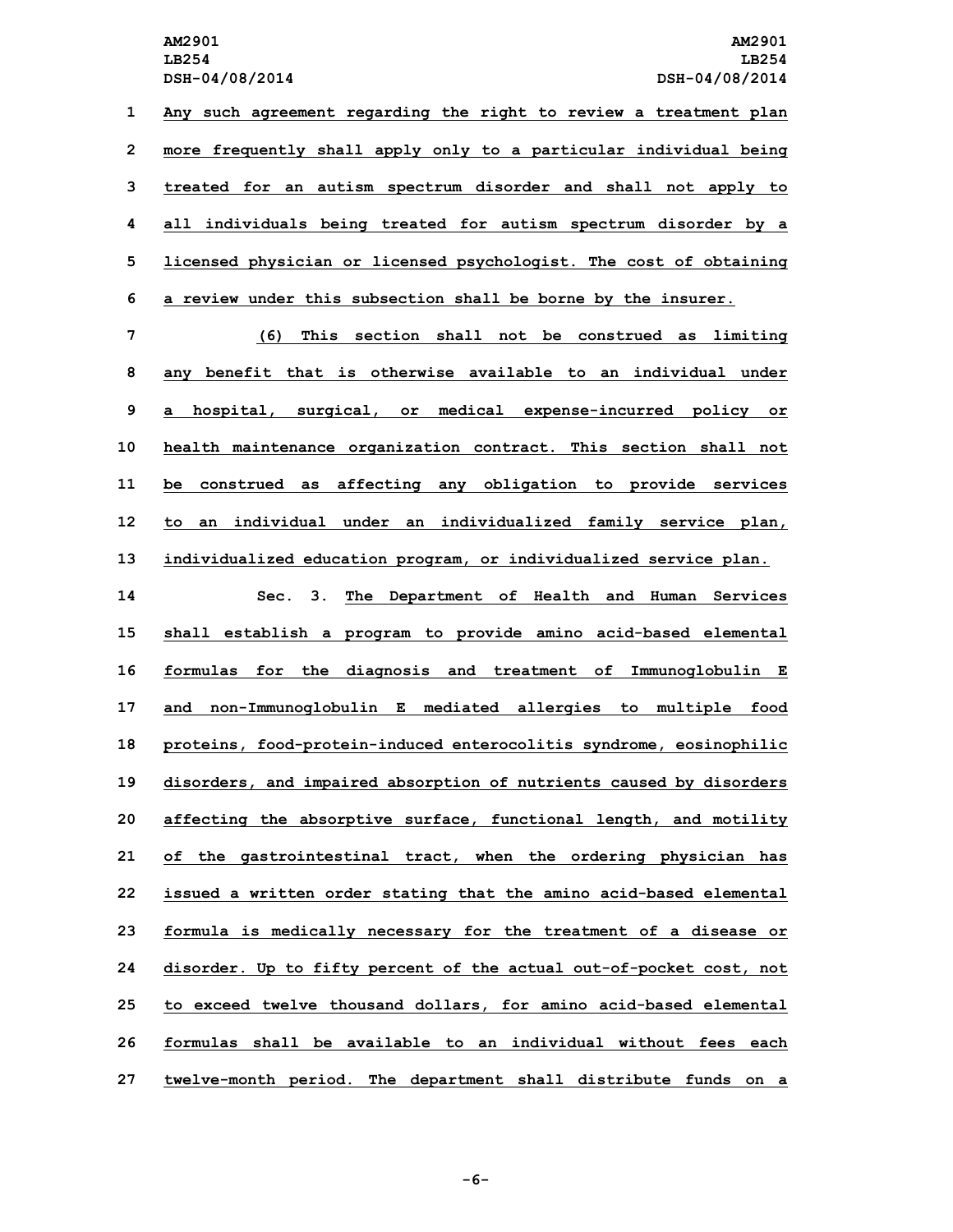Any such agreement regarding the right to review a treatment plan more frequently shall apply only to a particular individual being treated for an autism spectrum disorder and shall not apply to all individuals being treated for autism spectrum disorder by a licensed physician or licensed psychologist. The cost of obtaining a review under this subsection shall be borne by the insurer.

(6) This section shall not be construed as limiting any benefit that is otherwise available to an individual under a hospital, surgical, or medical expense-incurred policy or health maintenance organization contract. This section shall not be construed as affecting any obligation to provide services to an individual under an individualized family service plan, individualized education program, or individualized service plan.

Sec. 3. The Department of Health and Human Services shall establish a program to provide amino acid-based elemental formulas for the diagnosis and treatment of Immunoglobulin E and non-Immunoglobulin E mediated allergies to multiple food proteins, food-protein-induced enterocolitis syndrome, eosinophilic disorders, and impaired absorption of nutrients caused by disorders affecting the absorptive surface, functional length, and motility of the gastrointestinal tract, when the ordering physician has issued a written order stating that the amino acid-based elemental formula is medically necessary for the treatment of a disease or disorder. Up to fifty percent of the actual out-of-pocket cost, not to exceed twelve thousand dollars, for amino acid-based elemental formulas shall be available to an individual without fees each twelve-month period. The department shall distribute funds on a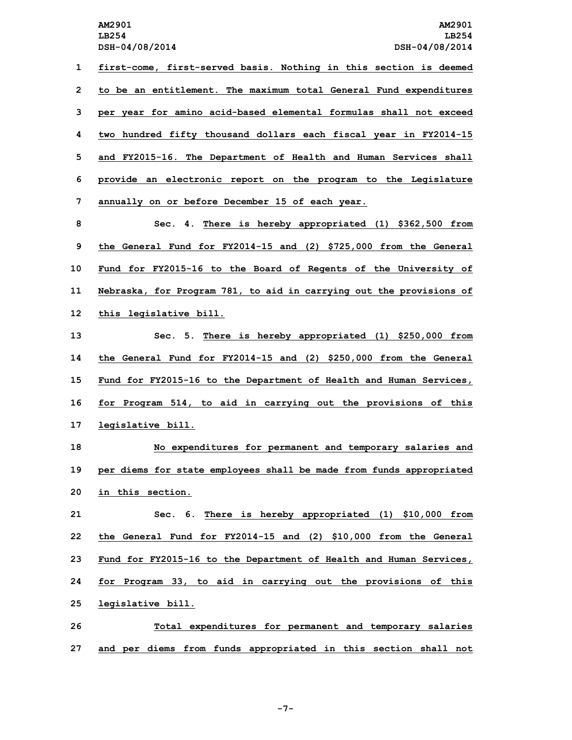first-come, first-served basis. Nothing in this section is deemed to be an entitlement. The maximum total General Fund expenditures per year for amino acid-based elemental formulas shall not exceed two hundred fifty thousand dollars each fiscal year in FY2014-15 and FY2015-16. The Department of Health and Human Services shall provide an electronic report on the program to the Legislature annually on or before December 15 of each year.

Sec. 4. There is hereby appropriated (1) $362,500 from the General Fund for FY2014-15 and (2) $725,000 from the General Fund for FY2015-16 to the Board of Regents of the University of Nebraska, for Program 781, to aid in carrying out the provisions of this legislative bill.

Sec. 5. There is hereby appropriated (1) $250,000 from the General Fund for FY2014-15 and (2) $250,000 from the General Fund for FY2015-16 to the Department of Health and Human Services, for Program 514, to aid in carrying out the provisions of this legislative bill.

No expenditures for permanent and temporary salaries and per diems for state employees shall be made from funds appropriated in this section.

Sec. 6. There is hereby appropriated (1) $10,000 from the General Fund for FY2014-15 and (2) $10,000 from the General Fund for FY2015-16 to the Department of Health and Human Services, for Program 33, to aid in carrying out the provisions of this legislative bill.

Total expenditures for permanent and temporary salaries and per diems from funds appropriated in this section shall not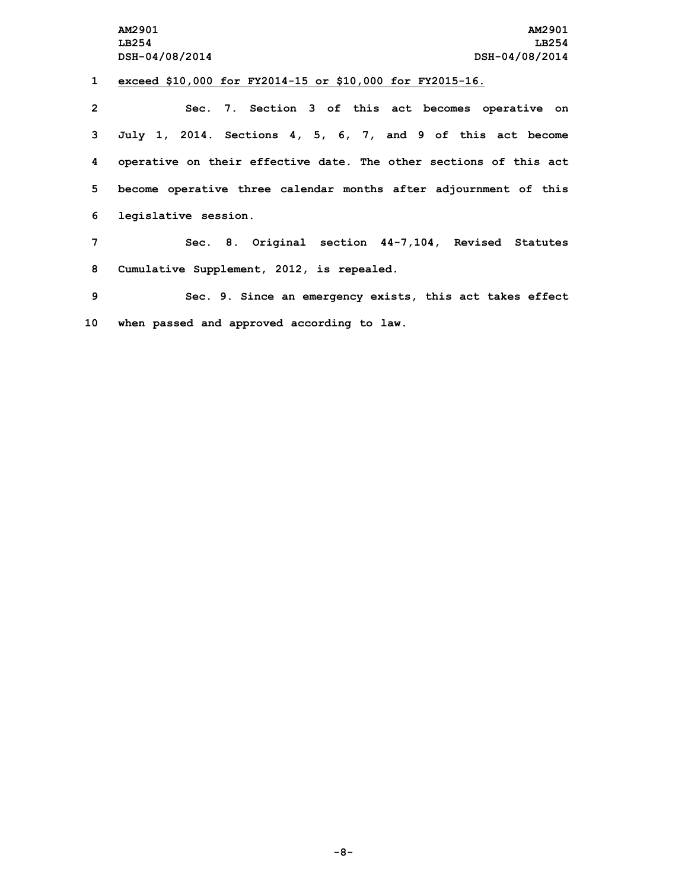exceed $10,000 for FY2014-15 or $10,000 for FY2015-16.

Sec. 7. Section 3 of this act becomes operative on July 1, 2014. Sections 4, 5, 6, 7, and 9 of this act become operative on their effective date. The other sections of this act become operative three calendar months after adjournment of this legislative session.

Sec. 8. Original section 44-7,104, Revised Statutes Cumulative Supplement, 2012, is repealed.

Sec. 9. Since an emergency exists, this act takes effect when passed and approved according to law.